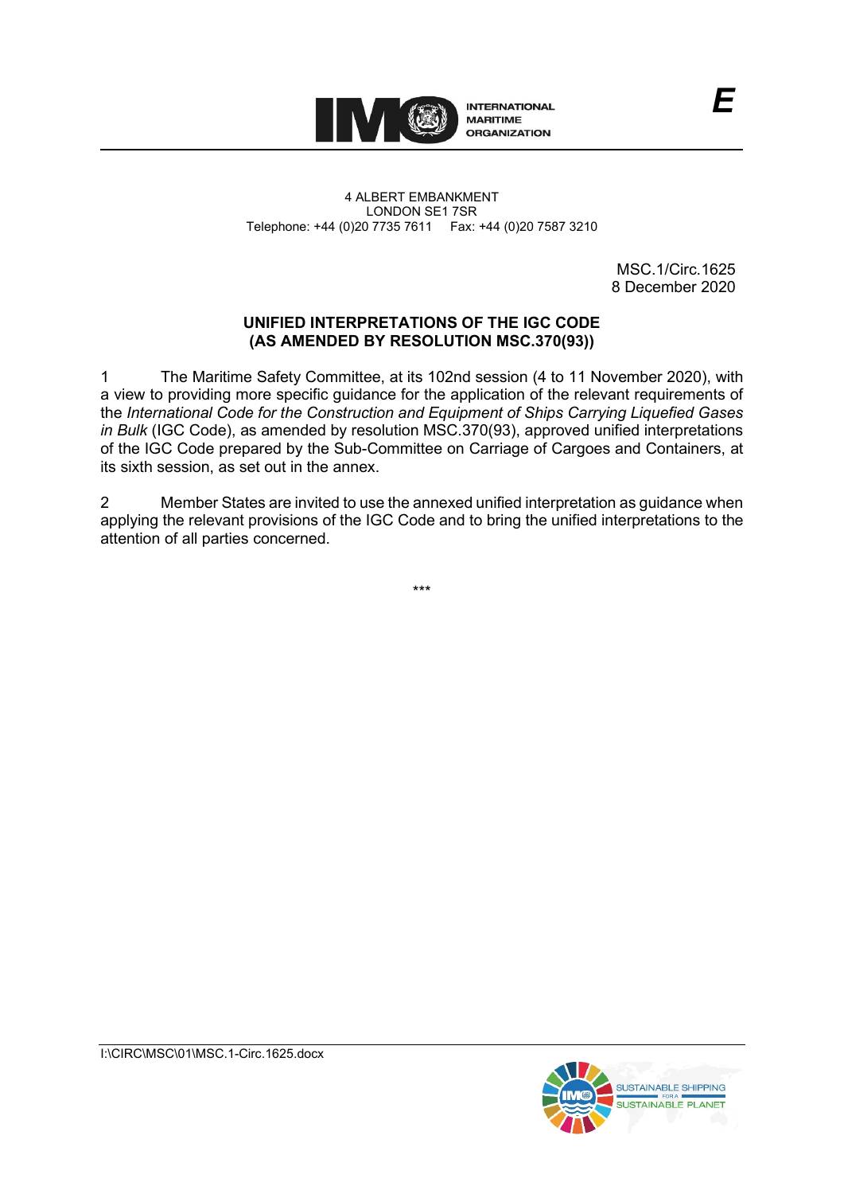INTERNATIONAL MARITIME ORGANIZATION

E

4 ALBERT EMBANKMENT
LONDON SE1 7SR
Telephone: +44 (0)20 7735 7611 Fax: +44 (0)20 7587 3210

MSC.1/Circ.1625
8 December 2020

**UNIFIED INTERPRETATIONS OF THE IGC CODE (AS AMENDED BY RESOLUTION MSC.370(93))**

1 The Maritime Safety Committee, at its 102nd session (4 to 11 November 2020), with a view to providing more specific guidance for the application of the relevant requirements of the *International Code for the Construction and Equipment of Ships Carrying Liquefied Gases in Bulk* (IGC Code), as amended by resolution MSC.370(93), approved unified interpretations of the IGC Code prepared by the Sub-Committee on Carriage of Cargoes and Containers, at its sixth session, as set out in the annex.

2 Member States are invited to use the annexed unified interpretation as guidance when applying the relevant provisions of the IGC Code and to bring the unified interpretations to the attention of all parties concerned.

\*\*\*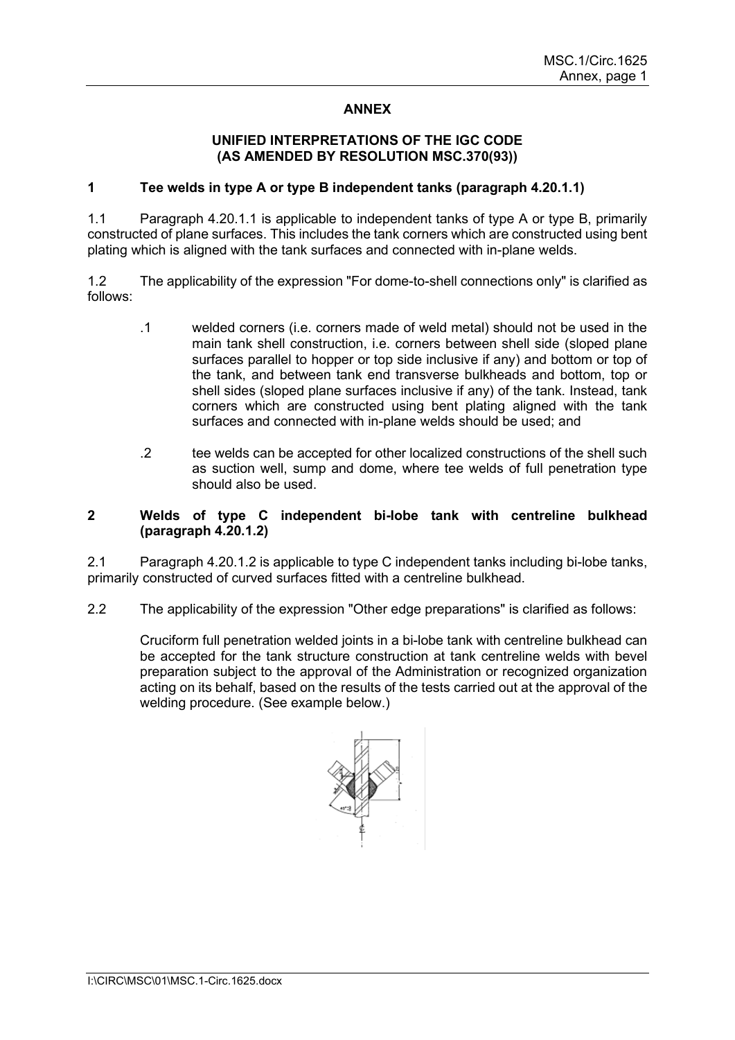## ANNEX

## UNIFIED INTERPRETATIONS OF THE IGC CODE (AS AMENDED BY RESOLUTION MSC.370(93))

### 1 Tee welds in type A or type B independent tanks (paragraph 4.20.1.1)

1.1 Paragraph 4.20.1.1 is applicable to independent tanks of type A or type B, primarily constructed of plane surfaces. This includes the tank corners which are constructed using bent plating which is aligned with the tank surfaces and connected with in-plane welds.

1.2 The applicability of the expression "For dome-to-shell connections only" is clarified as follows:

> .1 welded corners (i.e. corners made of weld metal) should not be used in the main tank shell construction, i.e. corners between shell side (sloped plane surfaces parallel to hopper or top side inclusive if any) and bottom or top of the tank, and between tank end transverse bulkheads and bottom, top or shell sides (sloped plane surfaces inclusive if any) of the tank. Instead, tank corners which are constructed using bent plating aligned with the tank surfaces and connected with in-plane welds should be used; and
>
> .2 tee welds can be accepted for other localized constructions of the shell such as suction well, sump and dome, where tee welds of full penetration type should also be used.

### 2 Welds of type C independent bi-lobe tank with centreline bulkhead (paragraph 4.20.1.2)

2.1 Paragraph 4.20.1.2 is applicable to type C independent tanks including bi-lobe tanks, primarily constructed of curved surfaces fitted with a centreline bulkhead.

2.2 The applicability of the expression "Other edge preparations" is clarified as follows:

> Cruciform full penetration welded joints in a bi-lobe tank with centreline bulkhead can be accepted for the tank structure construction at tank centreline welds with bevel preparation subject to the approval of the Administration or recognized organization acting on its behalf, based on the results of the tests carried out at the approval of the welding procedure. (See example below.)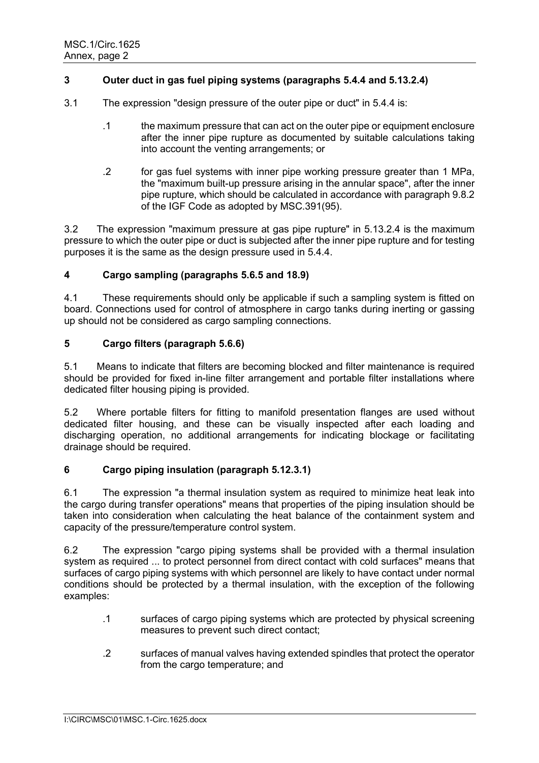## 3 Outer duct in gas fuel piping systems (paragraphs 5.4.4 and 5.13.2.4)

3.1 The expression "design pressure of the outer pipe or duct" in 5.4.4 is:

.1 the maximum pressure that can act on the outer pipe or equipment enclosure after the inner pipe rupture as documented by suitable calculations taking into account the venting arrangements; or

.2 for gas fuel systems with inner pipe working pressure greater than 1 MPa, the "maximum built-up pressure arising in the annular space", after the inner pipe rupture, which should be calculated in accordance with paragraph 9.8.2 of the IGF Code as adopted by MSC.391(95).

3.2 The expression "maximum pressure at gas pipe rupture" in 5.13.2.4 is the maximum pressure to which the outer pipe or duct is subjected after the inner pipe rupture and for testing purposes it is the same as the design pressure used in 5.4.4.

## 4 Cargo sampling (paragraphs 5.6.5 and 18.9)

4.1 These requirements should only be applicable if such a sampling system is fitted on board. Connections used for control of atmosphere in cargo tanks during inerting or gassing up should not be considered as cargo sampling connections.

## 5 Cargo filters (paragraph 5.6.6)

5.1 Means to indicate that filters are becoming blocked and filter maintenance is required should be provided for fixed in-line filter arrangement and portable filter installations where dedicated filter housing piping is provided.

5.2 Where portable filters for fitting to manifold presentation flanges are used without dedicated filter housing, and these can be visually inspected after each loading and discharging operation, no additional arrangements for indicating blockage or facilitating drainage should be required.

## 6 Cargo piping insulation (paragraph 5.12.3.1)

6.1 The expression "a thermal insulation system as required to minimize heat leak into the cargo during transfer operations" means that properties of the piping insulation should be taken into consideration when calculating the heat balance of the containment system and capacity of the pressure/temperature control system.

6.2 The expression "cargo piping systems shall be provided with a thermal insulation system as required ... to protect personnel from direct contact with cold surfaces" means that surfaces of cargo piping systems with which personnel are likely to have contact under normal conditions should be protected by a thermal insulation, with the exception of the following examples:

.1 surfaces of cargo piping systems which are protected by physical screening measures to prevent such direct contact;

.2 surfaces of manual valves having extended spindles that protect the operator from the cargo temperature; and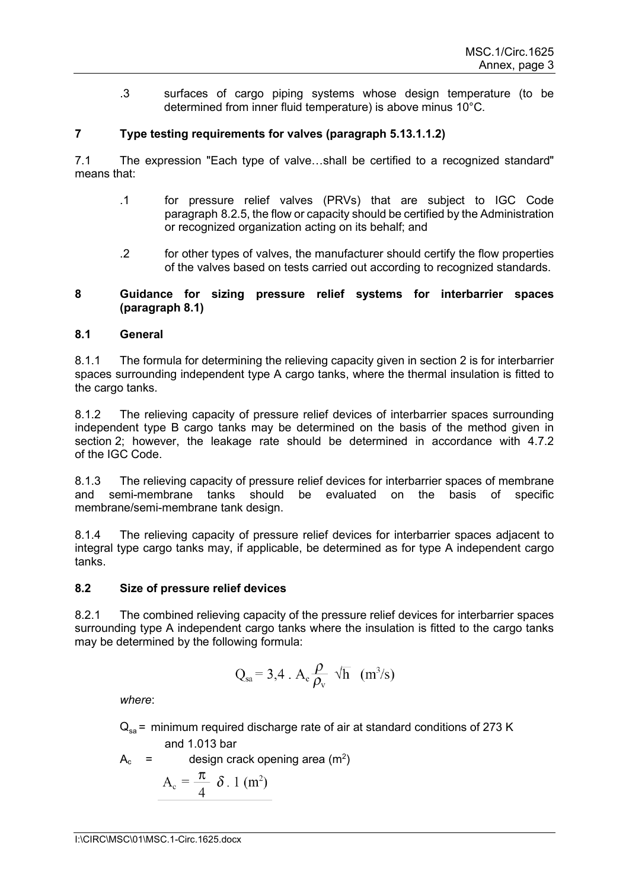.3 surfaces of cargo piping systems whose design temperature (to be determined from inner fluid temperature) is above minus 10°C.

## 7 Type testing requirements for valves (paragraph 5.13.1.1.2)

7.1 The expression "Each type of valve…shall be certified to a recognized standard" means that:

.1 for pressure relief valves (PRVs) that are subject to IGC Code paragraph 8.2.5, the flow or capacity should be certified by the Administration or recognized organization acting on its behalf; and

.2 for other types of valves, the manufacturer should certify the flow properties of the valves based on tests carried out according to recognized standards.

## 8 Guidance for sizing pressure relief systems for interbarrier spaces (paragraph 8.1)

### 8.1 General

8.1.1 The formula for determining the relieving capacity given in section 2 is for interbarrier spaces surrounding independent type A cargo tanks, where the thermal insulation is fitted to the cargo tanks.

8.1.2 The relieving capacity of pressure relief devices of interbarrier spaces surrounding independent type B cargo tanks may be determined on the basis of the method given in section 2; however, the leakage rate should be determined in accordance with 4.7.2 of the IGC Code.

8.1.3 The relieving capacity of pressure relief devices for interbarrier spaces of membrane and semi-membrane tanks should be evaluated on the basis of specific membrane/semi-membrane tank design.

8.1.4 The relieving capacity of pressure relief devices for interbarrier spaces adjacent to integral type cargo tanks may, if applicable, be determined as for type A independent cargo tanks.

### 8.2 Size of pressure relief devices

8.2.1 The combined relieving capacity of the pressure relief devices for interbarrier spaces surrounding type A independent cargo tanks where the insulation is fitted to the cargo tanks may be determined by the following formula:

$$Q_{sa} = 3{,}4 \cdot A_c \frac{\rho}{\rho_v} \sqrt{h} \quad (m^3/s)$$

*where*:

$Q_{sa}$ = minimum required discharge rate of air at standard conditions of 273 K and 1.013 bar

$A_c$ = design crack opening area ($m^2$)

$$A_c = \frac{\pi}{4} \delta \cdot 1 \ (m^2)$$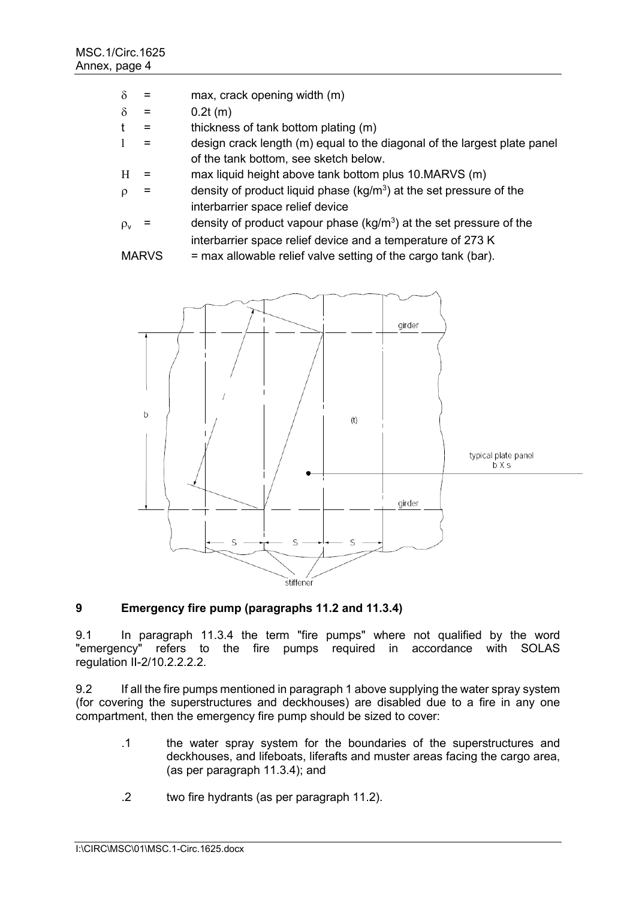$\delta$ = max, crack opening width (m)

$\delta$ = 0.2t (m)

t = thickness of tank bottom plating (m)

$l$ = design crack length (m) equal to the diagonal of the largest plate panel of the tank bottom, see sketch below.

H = max liquid height above tank bottom plus 10.MARVS (m)

$\rho$ = density of product liquid phase (kg/m$^3$) at the set pressure of the interbarrier space relief device

$\rho_v$ = density of product vapour phase (kg/m$^3$) at the set pressure of the interbarrier space relief device and a temperature of 273 K

MARVS = max allowable relief valve setting of the cargo tank (bar).

## 9 Emergency fire pump (paragraphs 11.2 and 11.3.4)

9.1 In paragraph 11.3.4 the term "fire pumps" where not qualified by the word "emergency" refers to the fire pumps required in accordance with SOLAS regulation II-2/10.2.2.2.2.

9.2 If all the fire pumps mentioned in paragraph 1 above supplying the water spray system (for covering the superstructures and deckhouses) are disabled due to a fire in any one compartment, then the emergency fire pump should be sized to cover:

.1 the water spray system for the boundaries of the superstructures and deckhouses, and lifeboats, liferafts and muster areas facing the cargo area, (as per paragraph 11.3.4); and

.2 two fire hydrants (as per paragraph 11.2).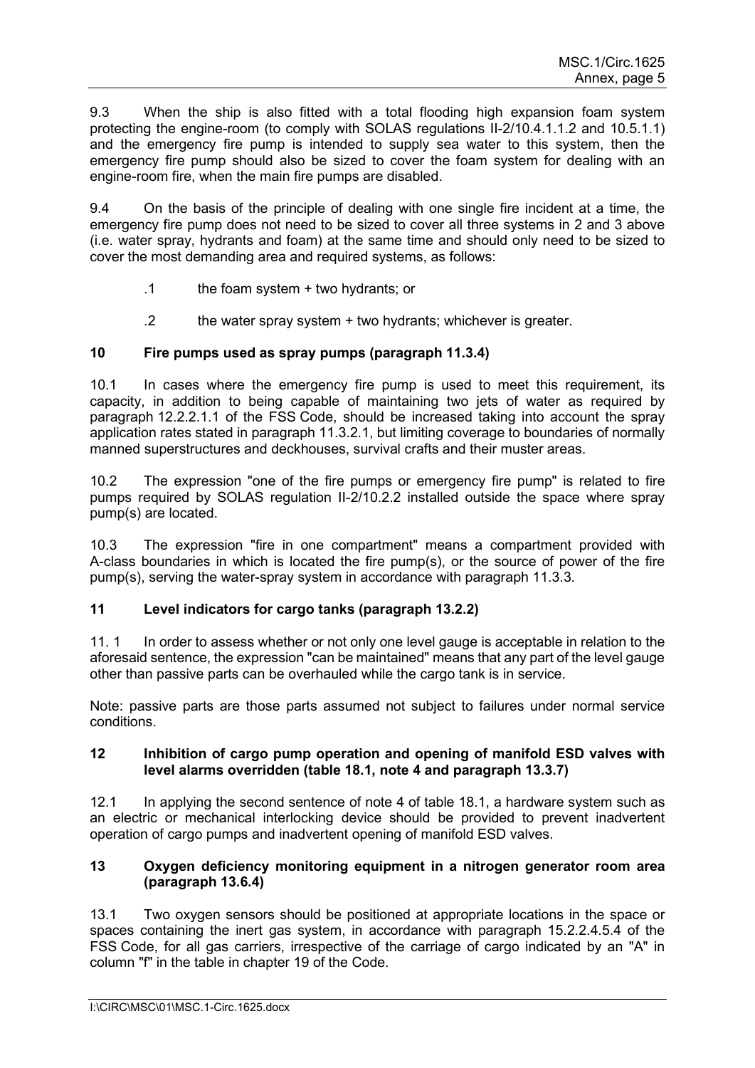9.3 When the ship is also fitted with a total flooding high expansion foam system protecting the engine-room (to comply with SOLAS regulations II-2/10.4.1.1.2 and 10.5.1.1) and the emergency fire pump is intended to supply sea water to this system, then the emergency fire pump should also be sized to cover the foam system for dealing with an engine-room fire, when the main fire pumps are disabled.

9.4 On the basis of the principle of dealing with one single fire incident at a time, the emergency fire pump does not need to be sized to cover all three systems in 2 and 3 above (i.e. water spray, hydrants and foam) at the same time and should only need to be sized to cover the most demanding area and required systems, as follows:

.1 the foam system + two hydrants; or

.2 the water spray system + two hydrants; whichever is greater.

## 10 Fire pumps used as spray pumps (paragraph 11.3.4)

10.1 In cases where the emergency fire pump is used to meet this requirement, its capacity, in addition to being capable of maintaining two jets of water as required by paragraph 12.2.2.1.1 of the FSS Code, should be increased taking into account the spray application rates stated in paragraph 11.3.2.1, but limiting coverage to boundaries of normally manned superstructures and deckhouses, survival crafts and their muster areas.

10.2 The expression "one of the fire pumps or emergency fire pump" is related to fire pumps required by SOLAS regulation II-2/10.2.2 installed outside the space where spray pump(s) are located.

10.3 The expression "fire in one compartment" means a compartment provided with A-class boundaries in which is located the fire pump(s), or the source of power of the fire pump(s), serving the water-spray system in accordance with paragraph 11.3.3.

## 11 Level indicators for cargo tanks (paragraph 13.2.2)

11. 1 In order to assess whether or not only one level gauge is acceptable in relation to the aforesaid sentence, the expression "can be maintained" means that any part of the level gauge other than passive parts can be overhauled while the cargo tank is in service.

Note: passive parts are those parts assumed not subject to failures under normal service conditions.

## 12 Inhibition of cargo pump operation and opening of manifold ESD valves with level alarms overridden (table 18.1, note 4 and paragraph 13.3.7)

12.1 In applying the second sentence of note 4 of table 18.1, a hardware system such as an electric or mechanical interlocking device should be provided to prevent inadvertent operation of cargo pumps and inadvertent opening of manifold ESD valves.

## 13 Oxygen deficiency monitoring equipment in a nitrogen generator room area (paragraph 13.6.4)

13.1 Two oxygen sensors should be positioned at appropriate locations in the space or spaces containing the inert gas system, in accordance with paragraph 15.2.2.4.5.4 of the FSS Code, for all gas carriers, irrespective of the carriage of cargo indicated by an "A" in column "f" in the table in chapter 19 of the Code.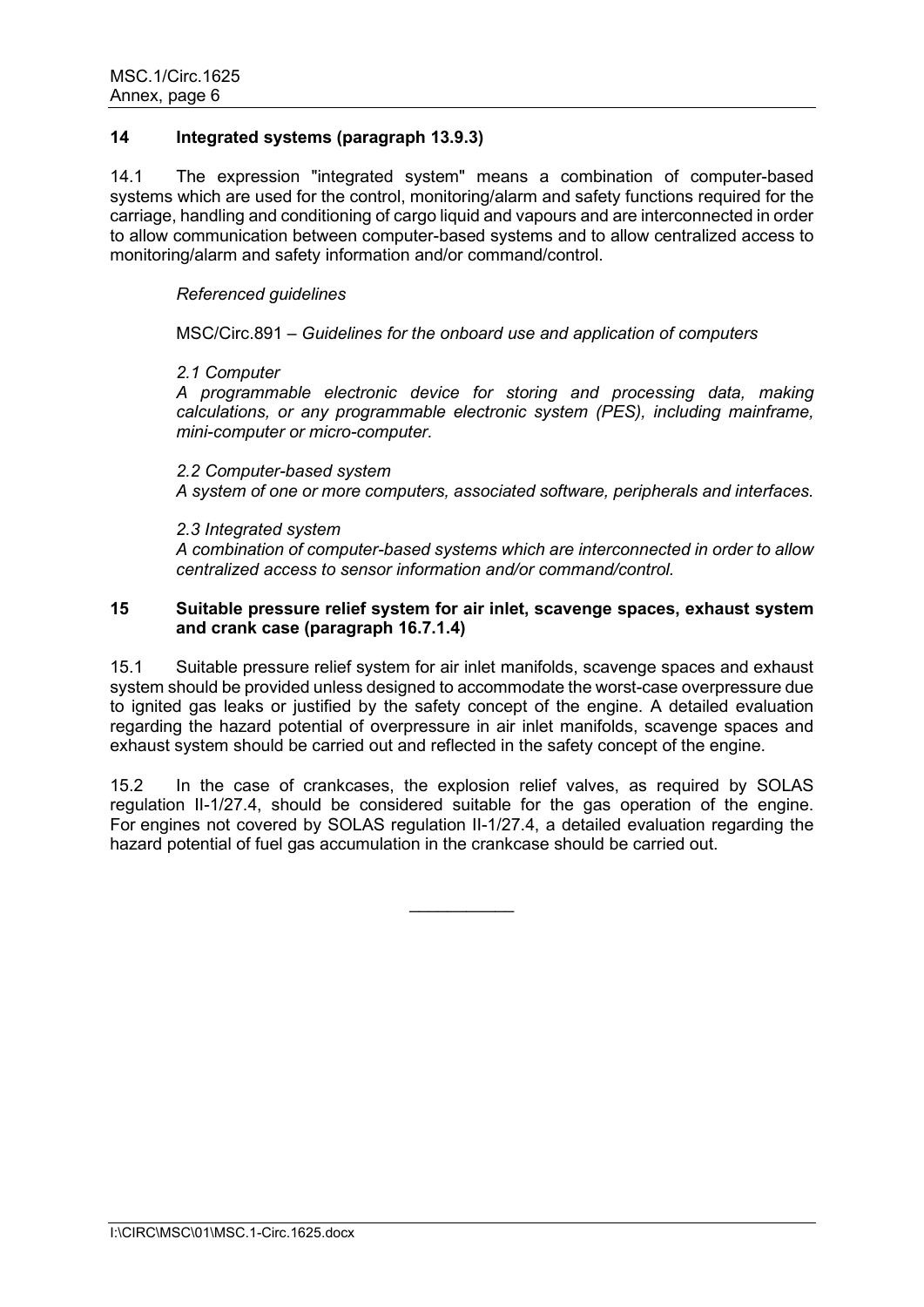## 14 Integrated systems (paragraph 13.9.3)

14.1 The expression "integrated system" means a combination of computer-based systems which are used for the control, monitoring/alarm and safety functions required for the carriage, handling and conditioning of cargo liquid and vapours and are interconnected in order to allow communication between computer-based systems and to allow centralized access to monitoring/alarm and safety information and/or command/control.

*Referenced guidelines*

MSC/Circ.891 – *Guidelines for the onboard use and application of computers*

*2.1 Computer*
*A programmable electronic device for storing and processing data, making calculations, or any programmable electronic system (PES), including mainframe, mini-computer or micro-computer.*

*2.2 Computer-based system*
*A system of one or more computers, associated software, peripherals and interfaces.*

*2.3 Integrated system*
*A combination of computer-based systems which are interconnected in order to allow centralized access to sensor information and/or command/control.*

## 15 Suitable pressure relief system for air inlet, scavenge spaces, exhaust system and crank case (paragraph 16.7.1.4)

15.1 Suitable pressure relief system for air inlet manifolds, scavenge spaces and exhaust system should be provided unless designed to accommodate the worst-case overpressure due to ignited gas leaks or justified by the safety concept of the engine. A detailed evaluation regarding the hazard potential of overpressure in air inlet manifolds, scavenge spaces and exhaust system should be carried out and reflected in the safety concept of the engine.

15.2 In the case of crankcases, the explosion relief valves, as required by SOLAS regulation II-1/27.4, should be considered suitable for the gas operation of the engine. For engines not covered by SOLAS regulation II-1/27.4, a detailed evaluation regarding the hazard potential of fuel gas accumulation in the crankcase should be carried out.

___________